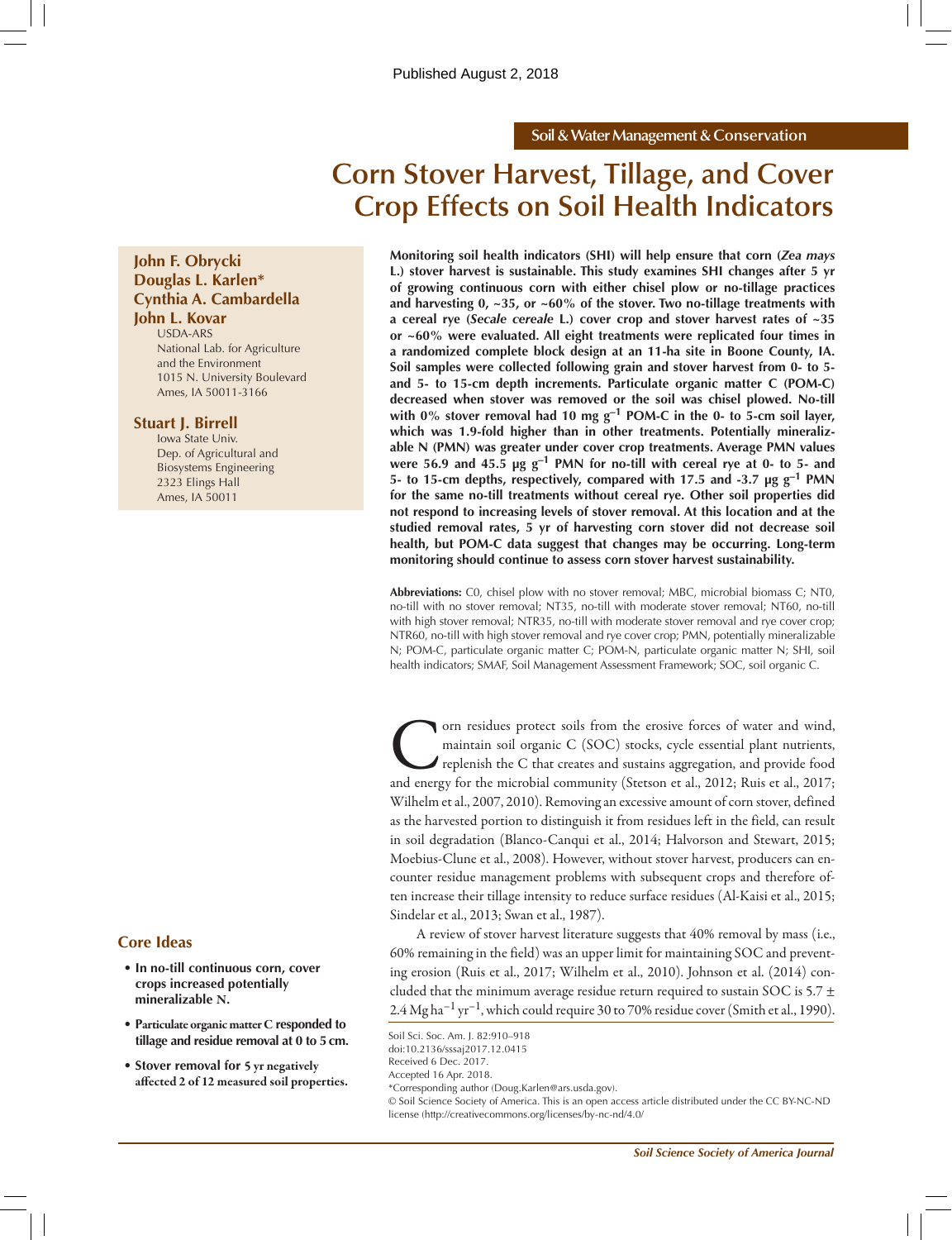Published August 2, 2018

Soil & Water Management & Conservation

# Corn Stover Harvest, Tillage, and Cover Crop Effects on Soil Health Indicators

**John F. Obrycki**
**Douglas L. Karlen***
**Cynthia A. Cambardella**
**John L. Kovar**
USDA-ARS
National Lab. for Agriculture and the Environment
1015 N. University Boulevard
Ames, IA 50011-3166

**Stuart J. Birrell**
Iowa State Univ.
Dep. of Agricultural and Biosystems Engineering
2323 Elings Hall
Ames, IA 50011

**Monitoring soil health indicators (SHI) will help ensure that corn (*Zea mays* L.) stover harvest is sustainable. This study examines SHI changes after 5 yr of growing continuous corn with either chisel plow or no-tillage practices and harvesting 0, ~35, or ~60% of the stover. Two no-tillage treatments with a cereal rye (*Secale cereale* L.) cover crop and stover harvest rates of ~35 or ~60% were evaluated. All eight treatments were replicated four times in a randomized complete block design at an 11-ha site in Boone County, IA. Soil samples were collected following grain and stover harvest from 0- to 5- and 5- to 15-cm depth increments. Particulate organic matter C (POM-C) decreased when stover was removed or the soil was chisel plowed. No-till with 0% stover removal had 10 mg g$^{-1}$ POM-C in the 0- to 5-cm soil layer, which was 1.9-fold higher than in other treatments. Potentially mineralizable N (PMN) was greater under cover crop treatments. Average PMN values were 56.9 and 45.5 μg g$^{-1}$ PMN for no-till with cereal rye at 0- to 5- and 5- to 15-cm depths, respectively, compared with 17.5 and -3.7 μg g$^{-1}$ PMN for the same no-till treatments without cereal rye. Other soil properties did not respond to increasing levels of stover removal. At this location and at the studied removal rates, 5 yr of harvesting corn stover did not decrease soil health, but POM-C data suggest that changes may be occurring. Long-term monitoring should continue to assess corn stover harvest sustainability.**

**Abbreviations:** C0, chisel plow with no stover removal; MBC, microbial biomass C; NT0, no-till with no stover removal; NT35, no-till with moderate stover removal; NT60, no-till with high stover removal; NTR35, no-till with moderate stover removal and rye cover crop; NTR60, no-till with high stover removal and rye cover crop; PMN, potentially mineralizable N; POM-C, particulate organic matter C; POM-N, particulate organic matter N; SHI, soil health indicators; SMAF, Soil Management Assessment Framework; SOC, soil organic C.

Corn residues protect soils from the erosive forces of water and wind, maintain soil organic C (SOC) stocks, cycle essential plant nutrients, replenish the C that creates and sustains aggregation, and provide food and energy for the microbial community (Stetson et al., 2012; Ruis et al., 2017; Wilhelm et al., 2007, 2010). Removing an excessive amount of corn stover, defined as the harvested portion to distinguish it from residues left in the field, can result in soil degradation (Blanco-Canqui et al., 2014; Halvorson and Stewart, 2015; Moebius-Clune et al., 2008). However, without stover harvest, producers can encounter residue management problems with subsequent crops and therefore often increase their tillage intensity to reduce surface residues (Al-Kaisi et al., 2015; Sindelar et al., 2013; Swan et al., 1987).

A review of stover harvest literature suggests that 40% removal by mass (i.e., 60% remaining in the field) was an upper limit for maintaining SOC and preventing erosion (Ruis et al., 2017; Wilhelm et al., 2010). Johnson et al. (2014) concluded that the minimum average residue return required to sustain SOC is 5.7 ± 2.4 Mg ha$^{-1}$ yr$^{-1}$, which could require 30 to 70% residue cover (Smith et al., 1990).

## Core Ideas

- In no-till continuous corn, cover crops increased potentially mineralizable N.
- Particulate organic matter C responded to tillage and residue removal at 0 to 5 cm.
- Stover removal for 5 yr negatively affected 2 of 12 measured soil properties.

Soil Sci. Soc. Am. J. 82:910–918
doi:10.2136/sssaj2017.12.0415
Received 6 Dec. 2017.
Accepted 16 Apr. 2018.
*Corresponding author (Doug.Karlen@ars.usda.gov).
© Soil Science Society of America. This is an open access article distributed under the CC BY-NC-ND license (http://creativecommons.org/licenses/by-nc-nd/4.0/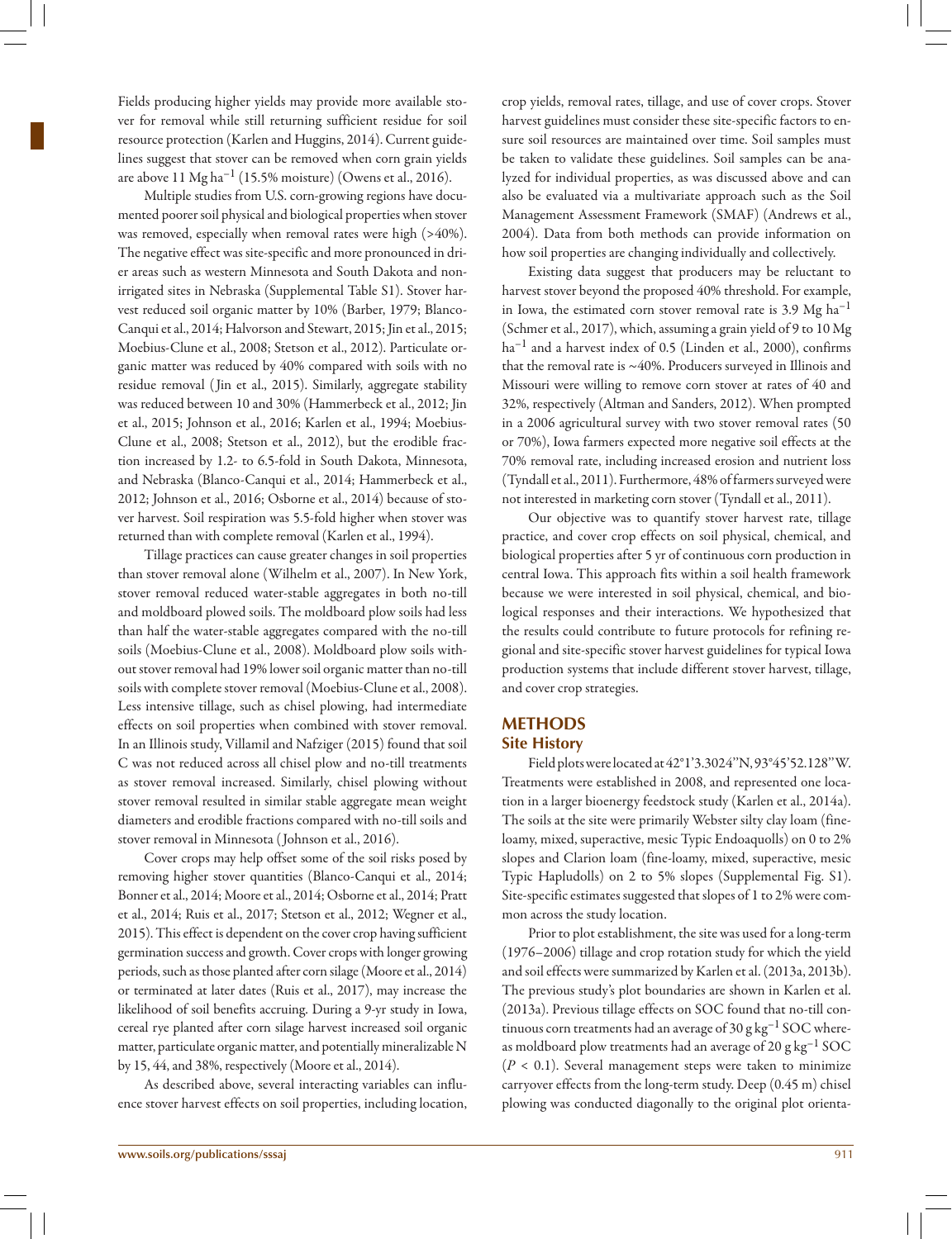Fields producing higher yields may provide more available stover for removal while still returning sufficient residue for soil resource protection (Karlen and Huggins, 2014). Current guidelines suggest that stover can be removed when corn grain yields are above 11 Mg ha$^{-1}$ (15.5% moisture) (Owens et al., 2016).

Multiple studies from U.S. corn-growing regions have documented poorer soil physical and biological properties when stover was removed, especially when removal rates were high (>40%). The negative effect was site-specific and more pronounced in drier areas such as western Minnesota and South Dakota and nonirrigated sites in Nebraska (Supplemental Table S1). Stover harvest reduced soil organic matter by 10% (Barber, 1979; Blanco-Canqui et al., 2014; Halvorson and Stewart, 2015; Jin et al., 2015; Moebius-Clune et al., 2008; Stetson et al., 2012). Particulate organic matter was reduced by 40% compared with soils with no residue removal (Jin et al., 2015). Similarly, aggregate stability was reduced between 10 and 30% (Hammerbeck et al., 2012; Jin et al., 2015; Johnson et al., 2016; Karlen et al., 1994; Moebius-Clune et al., 2008; Stetson et al., 2012), but the erodible fraction increased by 1.2- to 6.5-fold in South Dakota, Minnesota, and Nebraska (Blanco-Canqui et al., 2014; Hammerbeck et al., 2012; Johnson et al., 2016; Osborne et al., 2014) because of stover harvest. Soil respiration was 5.5-fold higher when stover was returned than with complete removal (Karlen et al., 1994).

Tillage practices can cause greater changes in soil properties than stover removal alone (Wilhelm et al., 2007). In New York, stover removal reduced water-stable aggregates in both no-till and moldboard plowed soils. The moldboard plow soils had less than half the water-stable aggregates compared with the no-till soils (Moebius-Clune et al., 2008). Moldboard plow soils without stover removal had 19% lower soil organic matter than no-till soils with complete stover removal (Moebius-Clune et al., 2008). Less intensive tillage, such as chisel plowing, had intermediate effects on soil properties when combined with stover removal. In an Illinois study, Villamil and Nafziger (2015) found that soil C was not reduced across all chisel plow and no-till treatments as stover removal increased. Similarly, chisel plowing without stover removal resulted in similar stable aggregate mean weight diameters and erodible fractions compared with no-till soils and stover removal in Minnesota (Johnson et al., 2016).

Cover crops may help offset some of the soil risks posed by removing higher stover quantities (Blanco-Canqui et al., 2014; Bonner et al., 2014; Moore et al., 2014; Osborne et al., 2014; Pratt et al., 2014; Ruis et al., 2017; Stetson et al., 2012; Wegner et al., 2015). This effect is dependent on the cover crop having sufficient germination success and growth. Cover crops with longer growing periods, such as those planted after corn silage (Moore et al., 2014) or terminated at later dates (Ruis et al., 2017), may increase the likelihood of soil benefits accruing. During a 9-yr study in Iowa, cereal rye planted after corn silage harvest increased soil organic matter, particulate organic matter, and potentially mineralizable N by 15, 44, and 38%, respectively (Moore et al., 2014).

As described above, several interacting variables can influence stover harvest effects on soil properties, including location, crop yields, removal rates, tillage, and use of cover crops. Stover harvest guidelines must consider these site-specific factors to ensure soil resources are maintained over time. Soil samples must be taken to validate these guidelines. Soil samples can be analyzed for individual properties, as was discussed above and can also be evaluated via a multivariate approach such as the Soil Management Assessment Framework (SMAF) (Andrews et al., 2004). Data from both methods can provide information on how soil properties are changing individually and collectively.

Existing data suggest that producers may be reluctant to harvest stover beyond the proposed 40% threshold. For example, in Iowa, the estimated corn stover removal rate is 3.9 Mg ha$^{-1}$ (Schmer et al., 2017), which, assuming a grain yield of 9 to 10 Mg ha$^{-1}$ and a harvest index of 0.5 (Linden et al., 2000), confirms that the removal rate is ~40%. Producers surveyed in Illinois and Missouri were willing to remove corn stover at rates of 40 and 32%, respectively (Altman and Sanders, 2012). When prompted in a 2006 agricultural survey with two stover removal rates (50 or 70%), Iowa farmers expected more negative soil effects at the 70% removal rate, including increased erosion and nutrient loss (Tyndall et al., 2011). Furthermore, 48% of farmers surveyed were not interested in marketing corn stover (Tyndall et al., 2011).

Our objective was to quantify stover harvest rate, tillage practice, and cover crop effects on soil physical, chemical, and biological properties after 5 yr of continuous corn production in central Iowa. This approach fits within a soil health framework because we were interested in soil physical, chemical, and biological responses and their interactions. We hypothesized that the results could contribute to future protocols for refining regional and site-specific stover harvest guidelines for typical Iowa production systems that include different stover harvest, tillage, and cover crop strategies.

## METHODS

### Site History

Field plots were located at 42°1'3.3024''N, 93°45'52.128''W. Treatments were established in 2008, and represented one location in a larger bioenergy feedstock study (Karlen et al., 2014a). The soils at the site were primarily Webster silty clay loam (fine-loamy, mixed, superactive, mesic Typic Endoaquolls) on 0 to 2% slopes and Clarion loam (fine-loamy, mixed, superactive, mesic Typic Hapludolls) on 2 to 5% slopes (Supplemental Fig. S1). Site-specific estimates suggested that slopes of 1 to 2% were common across the study location.

Prior to plot establishment, the site was used for a long-term (1976–2006) tillage and crop rotation study for which the yield and soil effects were summarized by Karlen et al. (2013a, 2013b). The previous study's plot boundaries are shown in Karlen et al. (2013a). Previous tillage effects on SOC found that no-till continuous corn treatments had an average of 30 g kg$^{-1}$ SOC whereas moldboard plow treatments had an average of 20 g kg$^{-1}$ SOC ($P < 0.1$). Several management steps were taken to minimize carryover effects from the long-term study. Deep (0.45 m) chisel plowing was conducted diagonally to the original plot orienta-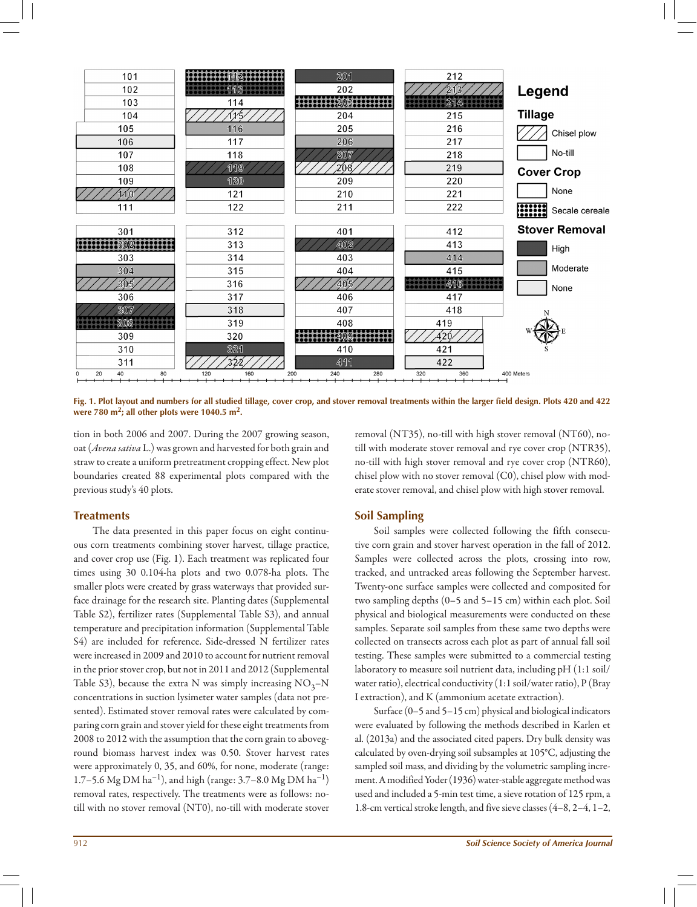Fig. 1. Plot layout and numbers for all studied tillage, cover crop, and stover removal treatments within the larger field design. Plots 420 and 422 were 780 $m^2$; all other plots were 1040.5 $m^2$.

tion in both 2006 and 2007. During the 2007 growing season, oat (*Avena sativa* L.) was grown and harvested for both grain and straw to create a uniform pretreatment cropping effect. New plot boundaries created 88 experimental plots compared with the previous study's 40 plots.

## Treatments

The data presented in this paper focus on eight continuous corn treatments combining stover harvest, tillage practice, and cover crop use (Fig. 1). Each treatment was replicated four times using 30 0.104-ha plots and two 0.078-ha plots. The smaller plots were created by grass waterways that provided surface drainage for the research site. Planting dates (Supplemental Table S2), fertilizer rates (Supplemental Table S3), and annual temperature and precipitation information (Supplemental Table S4) are included for reference. Side-dressed N fertilizer rates were increased in 2009 and 2010 to account for nutrient removal in the prior stover crop, but not in 2011 and 2012 (Supplemental Table S3), because the extra N was simply increasing $NO_3$–N concentrations in suction lysimeter water samples (data not presented). Estimated stover removal rates were calculated by comparing corn grain and stover yield for these eight treatments from 2008 to 2012 with the assumption that the corn grain to aboveground biomass harvest index was 0.50. Stover harvest rates were approximately 0, 35, and 60%, for none, moderate (range: 1.7–5.6 Mg DM $ha^{-1}$), and high (range: 3.7–8.0 Mg DM $ha^{-1}$) removal rates, respectively. The treatments were as follows: no-till with no stover removal (NT0), no-till with moderate stover removal (NT35), no-till with high stover removal (NT60), no-till with moderate stover removal and rye cover crop (NTR35), no-till with high stover removal and rye cover crop (NTR60), chisel plow with no stover removal (C0), chisel plow with moderate stover removal, and chisel plow with high stover removal.

## Soil Sampling

Soil samples were collected following the fifth consecutive corn grain and stover harvest operation in the fall of 2012. Samples were collected across the plots, crossing into row, tracked, and untracked areas following the September harvest. Twenty-one surface samples were collected and composited for two sampling depths (0–5 and 5–15 cm) within each plot. Soil physical and biological measurements were conducted on these samples. Separate soil samples from these same two depths were collected on transects across each plot as part of annual fall soil testing. These samples were submitted to a commercial testing laboratory to measure soil nutrient data, including pH (1:1 soil/water ratio), electrical conductivity (1:1 soil/water ratio), P (Bray I extraction), and K (ammonium acetate extraction).

Surface (0–5 and 5–15 cm) physical and biological indicators were evaluated by following the methods described in Karlen et al. (2013a) and the associated cited papers. Dry bulk density was calculated by oven-drying soil subsamples at 105°C, adjusting the sampled soil mass, and dividing by the volumetric sampling increment. A modified Yoder (1936) water-stable aggregate method was used and included a 5-min test time, a sieve rotation of 125 rpm, a 1.8-cm vertical stroke length, and five sieve classes (4–8, 2–4, 1–2,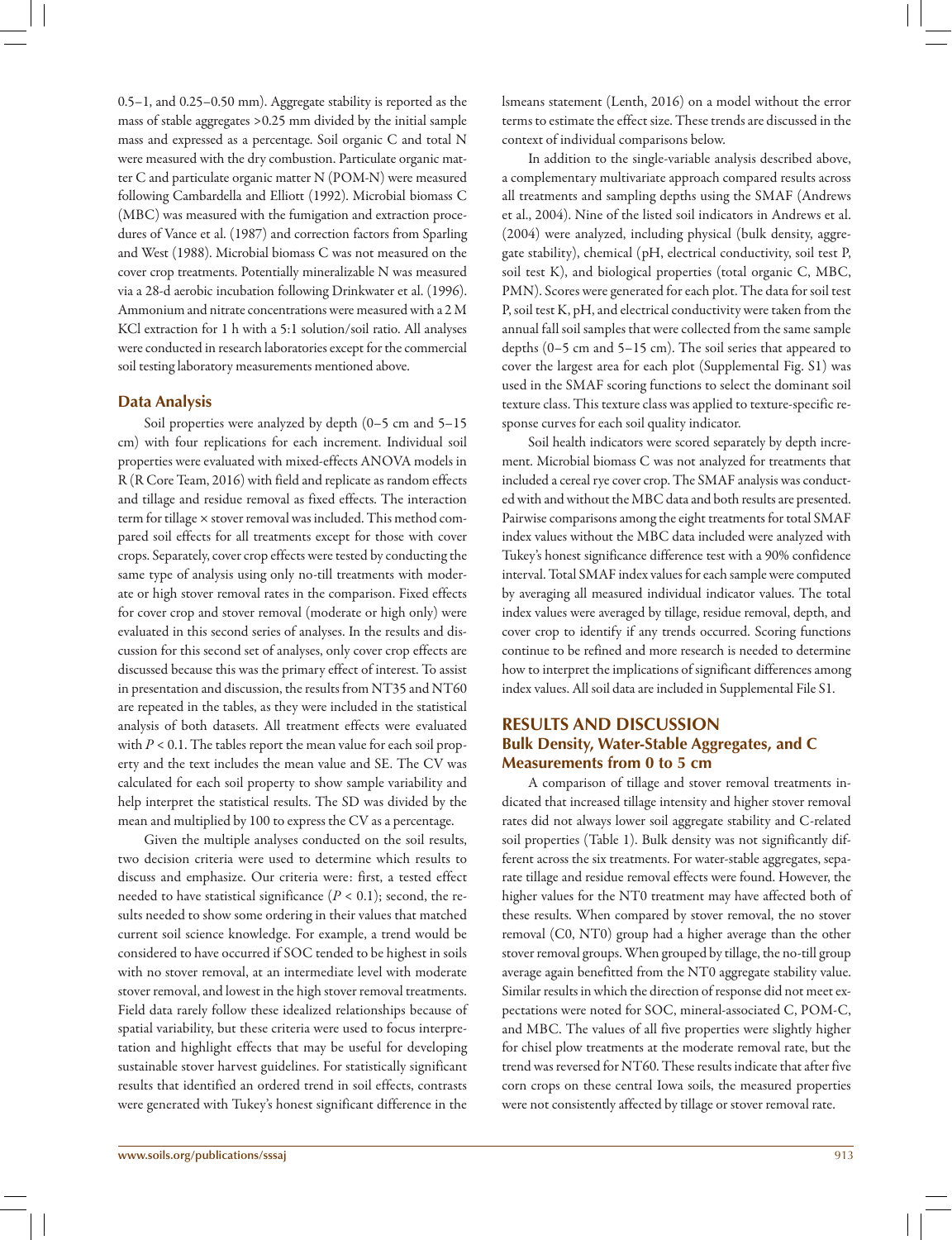0.5–1, and 0.25–0.50 mm). Aggregate stability is reported as the mass of stable aggregates >0.25 mm divided by the initial sample mass and expressed as a percentage. Soil organic C and total N were measured with the dry combustion. Particulate organic matter C and particulate organic matter N (POM-N) were measured following Cambardella and Elliott (1992). Microbial biomass C (MBC) was measured with the fumigation and extraction procedures of Vance et al. (1987) and correction factors from Sparling and West (1988). Microbial biomass C was not measured on the cover crop treatments. Potentially mineralizable N was measured via a 28-d aerobic incubation following Drinkwater et al. (1996). Ammonium and nitrate concentrations were measured with a 2 M KCl extraction for 1 h with a 5:1 solution/soil ratio. All analyses were conducted in research laboratories except for the commercial soil testing laboratory measurements mentioned above.

### Data Analysis

Soil properties were analyzed by depth (0–5 cm and 5–15 cm) with four replications for each increment. Individual soil properties were evaluated with mixed-effects ANOVA models in R (R Core Team, 2016) with field and replicate as random effects and tillage and residue removal as fixed effects. The interaction term for tillage × stover removal was included. This method compared soil effects for all treatments except for those with cover crops. Separately, cover crop effects were tested by conducting the same type of analysis using only no-till treatments with moderate or high stover removal rates in the comparison. Fixed effects for cover crop and stover removal (moderate or high only) were evaluated in this second series of analyses. In the results and discussion for this second set of analyses, only cover crop effects are discussed because this was the primary effect of interest. To assist in presentation and discussion, the results from NT35 and NT60 are repeated in the tables, as they were included in the statistical analysis of both datasets. All treatment effects were evaluated with $P < 0.1$. The tables report the mean value for each soil property and the text includes the mean value and SE. The CV was calculated for each soil property to show sample variability and help interpret the statistical results. The SD was divided by the mean and multiplied by 100 to express the CV as a percentage.

Given the multiple analyses conducted on the soil results, two decision criteria were used to determine which results to discuss and emphasize. Our criteria were: first, a tested effect needed to have statistical significance ($P < 0.1$); second, the results needed to show some ordering in their values that matched current soil science knowledge. For example, a trend would be considered to have occurred if SOC tended to be highest in soils with no stover removal, at an intermediate level with moderate stover removal, and lowest in the high stover removal treatments. Field data rarely follow these idealized relationships because of spatial variability, but these criteria were used to focus interpretation and highlight effects that may be useful for developing sustainable stover harvest guidelines. For statistically significant results that identified an ordered trend in soil effects, contrasts were generated with Tukey's honest significant difference in the lsmeans statement (Lenth, 2016) on a model without the error terms to estimate the effect size. These trends are discussed in the context of individual comparisons below.

In addition to the single-variable analysis described above, a complementary multivariate approach compared results across all treatments and sampling depths using the SMAF (Andrews et al., 2004). Nine of the listed soil indicators in Andrews et al. (2004) were analyzed, including physical (bulk density, aggregate stability), chemical (pH, electrical conductivity, soil test P, soil test K), and biological properties (total organic C, MBC, PMN). Scores were generated for each plot. The data for soil test P, soil test K, pH, and electrical conductivity were taken from the annual fall soil samples that were collected from the same sample depths (0–5 cm and 5–15 cm). The soil series that appeared to cover the largest area for each plot (Supplemental Fig. S1) was used in the SMAF scoring functions to select the dominant soil texture class. This texture class was applied to texture-specific response curves for each soil quality indicator.

Soil health indicators were scored separately by depth increment. Microbial biomass C was not analyzed for treatments that included a cereal rye cover crop. The SMAF analysis was conducted with and without the MBC data and both results are presented. Pairwise comparisons among the eight treatments for total SMAF index values without the MBC data included were analyzed with Tukey's honest significance difference test with a 90% confidence interval. Total SMAF index values for each sample were computed by averaging all measured individual indicator values. The total index values were averaged by tillage, residue removal, depth, and cover crop to identify if any trends occurred. Scoring functions continue to be refined and more research is needed to determine how to interpret the implications of significant differences among index values. All soil data are included in Supplemental File S1.

## RESULTS AND DISCUSSION

### Bulk Density, Water-Stable Aggregates, and C Measurements from 0 to 5 cm

A comparison of tillage and stover removal treatments indicated that increased tillage intensity and higher stover removal rates did not always lower soil aggregate stability and C-related soil properties (Table 1). Bulk density was not significantly different across the six treatments. For water-stable aggregates, separate tillage and residue removal effects were found. However, the higher values for the NT0 treatment may have affected both of these results. When compared by stover removal, the no stover removal (C0, NT0) group had a higher average than the other stover removal groups. When grouped by tillage, the no-till group average again benefitted from the NT0 aggregate stability value. Similar results in which the direction of response did not meet expectations were noted for SOC, mineral-associated C, POM-C, and MBC. The values of all five properties were slightly higher for chisel plow treatments at the moderate removal rate, but the trend was reversed for NT60. These results indicate that after five corn crops on these central Iowa soils, the measured properties were not consistently affected by tillage or stover removal rate.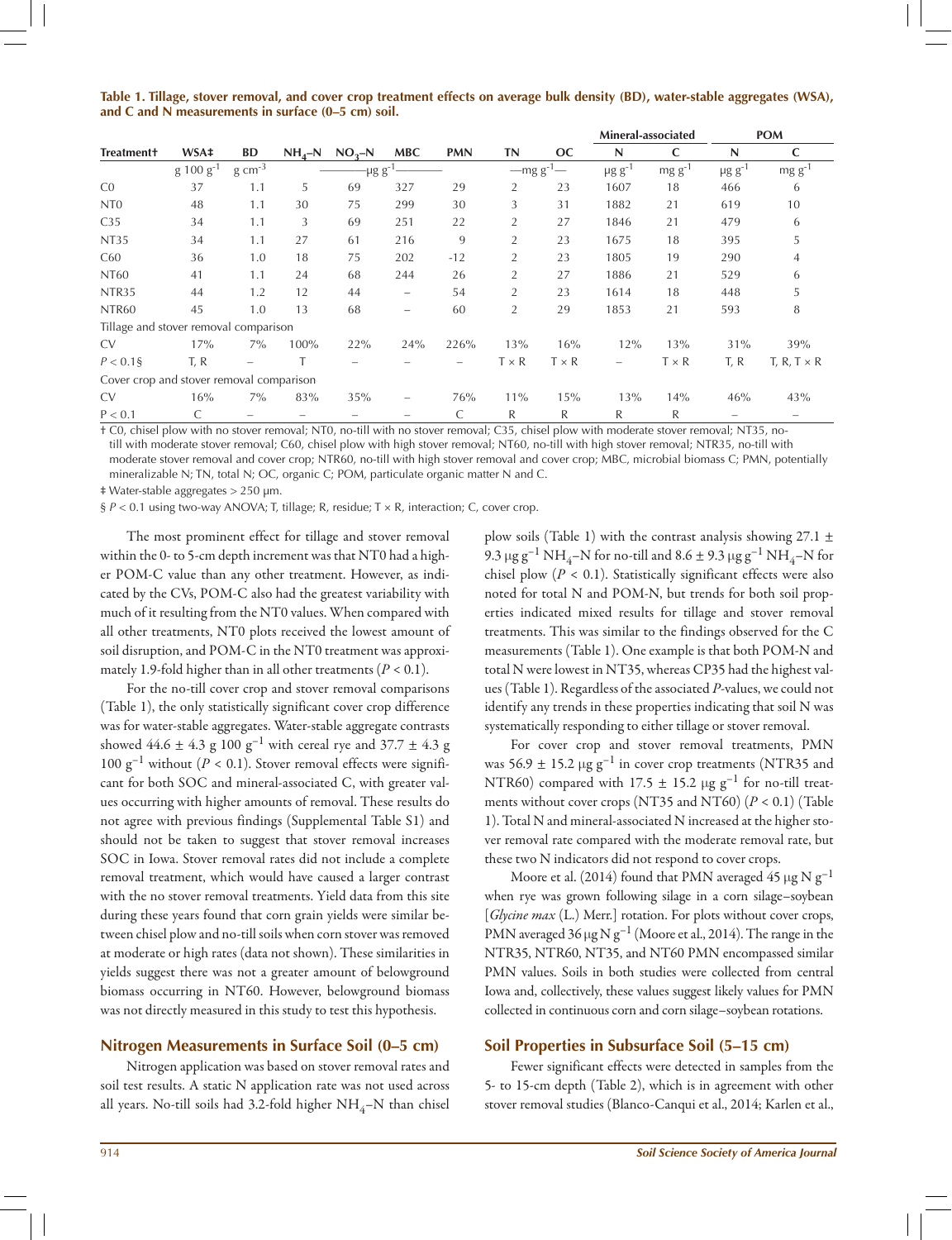**Table 1. Tillage, stover removal, and cover crop treatment effects on average bulk density (BD), water-stable aggregates (WSA), and C and N measurements in surface (0–5 cm) soil.**

| Treatment† | WSA‡ | BD | $NH_4$–N | $NO_3$–N | MBC | PMN | TN | OC | Mineral-associated N | Mineral-associated C | POM N | POM C |
|---|---|---|---|---|---|---|---|---|---|---|---|---|
| | g 100 $g^{-1}$ | g $cm^{-3}$ | μg $g^{-1}$ | | | | mg $g^{-1}$ | | μg $g^{-1}$ | mg $g^{-1}$ | μg $g^{-1}$ | mg $g^{-1}$ |
| C0 | 37 | 1.1 | 5 | 69 | 327 | 29 | 2 | 23 | 1607 | 18 | 466 | 6 |
| NT0 | 48 | 1.1 | 30 | 75 | 299 | 30 | 3 | 31 | 1882 | 21 | 619 | 10 |
| C35 | 34 | 1.1 | 3 | 69 | 251 | 22 | 2 | 27 | 1846 | 21 | 479 | 6 |
| NT35 | 34 | 1.1 | 27 | 61 | 216 | 9 | 2 | 23 | 1675 | 18 | 395 | 5 |
| C60 | 36 | 1.0 | 18 | 75 | 202 | -12 | 2 | 23 | 1805 | 19 | 290 | 4 |
| NT60 | 41 | 1.1 | 24 | 68 | 244 | 26 | 2 | 27 | 1886 | 21 | 529 | 6 |
| NTR35 | 44 | 1.2 | 12 | 44 | – | 54 | 2 | 23 | 1614 | 18 | 448 | 5 |
| NTR60 | 45 | 1.0 | 13 | 68 | – | 60 | 2 | 29 | 1853 | 21 | 593 | 8 |
| Tillage and stover removal comparison | | | | | | | | | | | | |
| CV | 17% | 7% | 100% | 22% | 24% | 226% | 13% | 16% | 12% | 13% | 31% | 39% |
| $P < 0.1$§ | T, R | – | T | – | – | – | T × R | T × R | – | T × R | T, R | T, R, T × R |
| Cover crop and stover removal comparison | | | | | | | | | | | | |
| CV | 16% | 7% | 83% | 35% | – | 76% | 11% | 15% | 13% | 14% | 46% | 43% |
| $P < 0.1$ | C | – | – | – | – | C | R | R | R | R | – | – |

† C0, chisel plow with no stover removal; NT0, no-till with no stover removal; C35, chisel plow with moderate stover removal; NT35, no-till with moderate stover removal; C60, chisel plow with high stover removal; NT60, no-till with high stover removal; NTR35, no-till with moderate stover removal and cover crop; NTR60, no-till with high stover removal and cover crop; MBC, microbial biomass C; PMN, potentially mineralizable N; TN, total N; OC, organic C; POM, particulate organic matter N and C.

‡ Water-stable aggregates > 250 μm.

§ $P < 0.1$ using two-way ANOVA; T, tillage; R, residue; T × R, interaction; C, cover crop.

The most prominent effect for tillage and stover removal within the 0- to 5-cm depth increment was that NT0 had a higher POM-C value than any other treatment. However, as indicated by the CVs, POM-C also had the greatest variability with much of it resulting from the NT0 values. When compared with all other treatments, NT0 plots received the lowest amount of soil disruption, and POM-C in the NT0 treatment was approximately 1.9-fold higher than in all other treatments ($P < 0.1$).

For the no-till cover crop and stover removal comparisons (Table 1), the only statistically significant cover crop difference was for water-stable aggregates. Water-stable aggregate contrasts showed 44.6 ± 4.3 g 100 $g^{-1}$ with cereal rye and 37.7 ± 4.3 g 100 $g^{-1}$ without ($P < 0.1$). Stover removal effects were significant for both SOC and mineral-associated C, with greater values occurring with higher amounts of removal. These results do not agree with previous findings (Supplemental Table S1) and should not be taken to suggest that stover removal increases SOC in Iowa. Stover removal rates did not include a complete removal treatment, which would have caused a larger contrast with the no stover removal treatments. Yield data from this site during these years found that corn grain yields were similar between chisel plow and no-till soils when corn stover was removed at moderate or high rates (data not shown). These similarities in yields suggest there was not a greater amount of belowground biomass occurring in NT60. However, belowground biomass was not directly measured in this study to test this hypothesis.

## Nitrogen Measurements in Surface Soil (0–5 cm)

Nitrogen application was based on stover removal rates and soil test results. A static N application rate was not used across all years. No-till soils had 3.2-fold higher $NH_4$–N than chisel plow soils (Table 1) with the contrast analysis showing 27.1 ± 9.3 μg $g^{-1}$ $NH_4$–N for no-till and 8.6 ± 9.3 μg $g^{-1}$ $NH_4$–N for chisel plow ($P < 0.1$). Statistically significant effects were also noted for total N and POM-N, but trends for both soil properties indicated mixed results for tillage and stover removal treatments. This was similar to the findings observed for the C measurements (Table 1). One example is that both POM-N and total N were lowest in NT35, whereas CP35 had the highest values (Table 1). Regardless of the associated *P*-values, we could not identify any trends in these properties indicating that soil N was systematically responding to either tillage or stover removal.

For cover crop and stover removal treatments, PMN was 56.9 ± 15.2 μg $g^{-1}$ in cover crop treatments (NTR35 and NTR60) compared with 17.5 ± 15.2 μg $g^{-1}$ for no-till treatments without cover crops (NT35 and NT60) ($P < 0.1$) (Table 1). Total N and mineral-associated N increased at the higher stover removal rate compared with the moderate removal rate, but these two N indicators did not respond to cover crops.

Moore et al. (2014) found that PMN averaged 45 μg N $g^{-1}$ when rye was grown following silage in a corn silage–soybean [*Glycine max* (L.) Merr.] rotation. For plots without cover crops, PMN averaged 36 μg N $g^{-1}$ (Moore et al., 2014). The range in the NTR35, NTR60, NT35, and NT60 PMN encompassed similar PMN values. Soils in both studies were collected from central Iowa and, collectively, these values suggest likely values for PMN collected in continuous corn and corn silage–soybean rotations.

## Soil Properties in Subsurface Soil (5–15 cm)

Fewer significant effects were detected in samples from the 5- to 15-cm depth (Table 2), which is in agreement with other stover removal studies (Blanco-Canqui et al., 2014; Karlen et al.,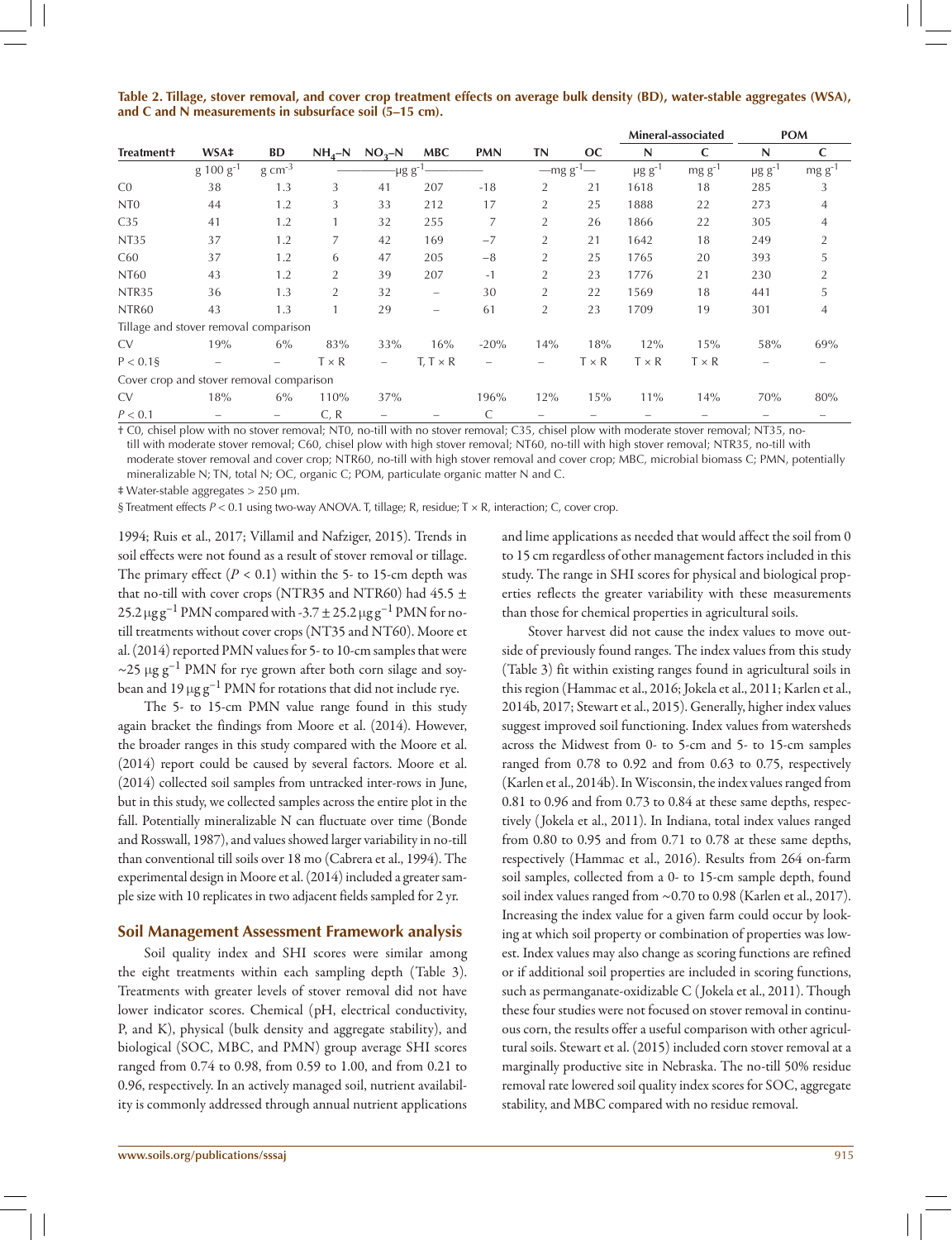**Table 2. Tillage, stover removal, and cover crop treatment effects on average bulk density (BD), water-stable aggregates (WSA), and C and N measurements in subsurface soil (5–15 cm).**

| Treatment† | WSA‡ | BD | $NH_4$–N | $NO_3$–N | MBC | PMN | TN | OC | Mineral-associated N | Mineral-associated C | POM N | POM C |
|---|---|---|---|---|---|---|---|---|---|---|---|---|
| | g 100 $g^{-1}$ | g $cm^{-3}$ | μg $g^{-1}$ | | | | mg $g^{-1}$ | | μg $g^{-1}$ | mg $g^{-1}$ | μg $g^{-1}$ | mg $g^{-1}$ |
| C0 | 38 | 1.3 | 3 | 41 | 207 | -18 | 2 | 21 | 1618 | 18 | 285 | 3 |
| NT0 | 44 | 1.2 | 3 | 33 | 212 | 17 | 2 | 25 | 1888 | 22 | 273 | 4 |
| C35 | 41 | 1.2 | 1 | 32 | 255 | 7 | 2 | 26 | 1866 | 22 | 305 | 4 |
| NT35 | 37 | 1.2 | 7 | 42 | 169 | −7 | 2 | 21 | 1642 | 18 | 249 | 2 |
| C60 | 37 | 1.2 | 6 | 47 | 205 | −8 | 2 | 25 | 1765 | 20 | 393 | 5 |
| NT60 | 43 | 1.2 | 2 | 39 | 207 | -1 | 2 | 23 | 1776 | 21 | 230 | 2 |
| NTR35 | 36 | 1.3 | 2 | 32 | – | 30 | 2 | 22 | 1569 | 18 | 441 | 5 |
| NTR60 | 43 | 1.3 | 1 | 29 | – | 61 | 2 | 23 | 1709 | 19 | 301 | 4 |
| Tillage and stover removal comparison | | | | | | | | | | | | |
| CV | 19% | 6% | 83% | 33% | 16% | -20% | 14% | 18% | 12% | 15% | 58% | 69% |
| $P < 0.1$§ | – | – | T × R | – | T, T × R | – | – | T × R | T × R | T × R | – | – |
| Cover crop and stover removal comparison | | | | | | | | | | | | |
| CV | 18% | 6% | 110% | 37% | | 196% | 12% | 15% | 11% | 14% | 70% | 80% |
| $P < 0.1$ | – | – | C, R | – | – | C | – | – | – | – | – | – |

† C0, chisel plow with no stover removal; NT0, no-till with no stover removal; C35, chisel plow with moderate stover removal; NT35, no-till with moderate stover removal; C60, chisel plow with high stover removal; NT60, no-till with high stover removal; NTR35, no-till with moderate stover removal and cover crop; NTR60, no-till with high stover removal and cover crop; MBC, microbial biomass C; PMN, potentially mineralizable N; TN, total N; OC, organic C; POM, particulate organic matter N and C.

‡ Water-stable aggregates > 250 μm.

§ Treatment effects $P < 0.1$ using two-way ANOVA. T, tillage; R, residue; T × R, interaction; C, cover crop.

1994; Ruis et al., 2017; Villamil and Nafziger, 2015). Trends in soil effects were not found as a result of stover removal or tillage. The primary effect ($P < 0.1$) within the 5- to 15-cm depth was that no-till with cover crops (NTR35 and NTR60) had 45.5 ± 25.2 μg $g^{-1}$ PMN compared with -3.7 ± 25.2 μg $g^{-1}$ PMN for no-till treatments without cover crops (NT35 and NT60). Moore et al. (2014) reported PMN values for 5- to 10-cm samples that were ~25 μg $g^{-1}$ PMN for rye grown after both corn silage and soybean and 19 μg $g^{-1}$ PMN for rotations that did not include rye.

The 5- to 15-cm PMN value range found in this study again bracket the findings from Moore et al. (2014). However, the broader ranges in this study compared with the Moore et al. (2014) report could be caused by several factors. Moore et al. (2014) collected soil samples from untracked inter-rows in June, but in this study, we collected samples across the entire plot in the fall. Potentially mineralizable N can fluctuate over time (Bonde and Rosswall, 1987), and values showed larger variability in no-till than conventional till soils over 18 mo (Cabrera et al., 1994). The experimental design in Moore et al. (2014) included a greater sample size with 10 replicates in two adjacent fields sampled for 2 yr.

## Soil Management Assessment Framework analysis

Soil quality index and SHI scores were similar among the eight treatments within each sampling depth (Table 3). Treatments with greater levels of stover removal did not have lower indicator scores. Chemical (pH, electrical conductivity, P, and K), physical (bulk density and aggregate stability), and biological (SOC, MBC, and PMN) group average SHI scores ranged from 0.74 to 0.98, from 0.59 to 1.00, and from 0.21 to 0.96, respectively. In an actively managed soil, nutrient availability is commonly addressed through annual nutrient applications and lime applications as needed that would affect the soil from 0 to 15 cm regardless of other management factors included in this study. The range in SHI scores for physical and biological properties reflects the greater variability with these measurements than those for chemical properties in agricultural soils.

Stover harvest did not cause the index values to move outside of previously found ranges. The index values from this study (Table 3) fit within existing ranges found in agricultural soils in this region (Hammac et al., 2016; Jokela et al., 2011; Karlen et al., 2014b, 2017; Stewart et al., 2015). Generally, higher index values suggest improved soil functioning. Index values from watersheds across the Midwest from 0- to 5-cm and 5- to 15-cm samples ranged from 0.78 to 0.92 and from 0.63 to 0.75, respectively (Karlen et al., 2014b). In Wisconsin, the index values ranged from 0.81 to 0.96 and from 0.73 to 0.84 at these same depths, respectively (Jokela et al., 2011). In Indiana, total index values ranged from 0.80 to 0.95 and from 0.71 to 0.78 at these same depths, respectively (Hammac et al., 2016). Results from 264 on-farm soil samples, collected from a 0- to 15-cm sample depth, found soil index values ranged from ~0.70 to 0.98 (Karlen et al., 2017). Increasing the index value for a given farm could occur by looking at which soil property or combination of properties was lowest. Index values may also change as scoring functions are refined or if additional soil properties are included in scoring functions, such as permanganate-oxidizable C (Jokela et al., 2011). Though these four studies were not focused on stover removal in continuous corn, the results offer a useful comparison with other agricultural soils. Stewart et al. (2015) included corn stover removal at a marginally productive site in Nebraska. The no-till 50% residue removal rate lowered soil quality index scores for SOC, aggregate stability, and MBC compared with no residue removal.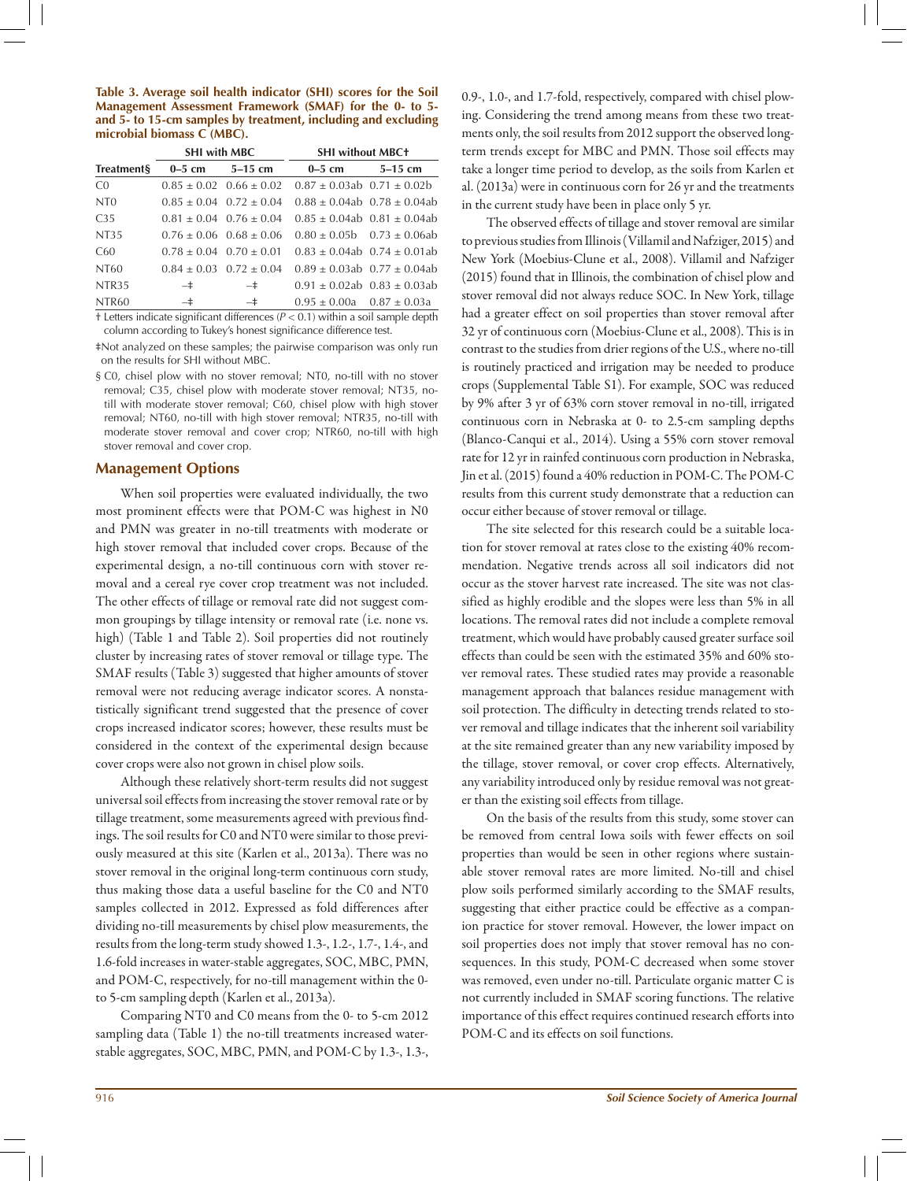**Table 3. Average soil health indicator (SHI) scores for the Soil Management Assessment Framework (SMAF) for the 0- to 5- and 5- to 15-cm samples by treatment, including and excluding microbial biomass C (MBC).**

| Treatment§ | SHI with MBC | | SHI without MBC† | |
|---|---|---|---|---|
| | 0–5 cm | 5–15 cm | 0–5 cm | 5–15 cm |
| C0 | 0.85 ± 0.02 | 0.66 ± 0.02 | 0.87 ± 0.03ab | 0.71 ± 0.02b |
| NT0 | 0.85 ± 0.04 | 0.72 ± 0.04 | 0.88 ± 0.04ab | 0.78 ± 0.04ab |
| C35 | 0.81 ± 0.04 | 0.76 ± 0.04 | 0.85 ± 0.04ab | 0.81 ± 0.04ab |
| NT35 | 0.76 ± 0.06 | 0.68 ± 0.06 | 0.80 ± 0.05b | 0.73 ± 0.06ab |
| C60 | 0.78 ± 0.04 | 0.70 ± 0.01 | 0.83 ± 0.04ab | 0.74 ± 0.01ab |
| NT60 | 0.84 ± 0.03 | 0.72 ± 0.04 | 0.89 ± 0.03ab | 0.77 ± 0.04ab |
| NTR35 | –‡ | –‡ | 0.91 ± 0.02ab | 0.83 ± 0.03ab |
| NTR60 | –‡ | –‡ | 0.95 ± 0.00a | 0.87 ± 0.03a |

† Letters indicate significant differences ($P < 0.1$) within a soil sample depth column according to Tukey's honest significance difference test.

‡Not analyzed on these samples; the pairwise comparison was only run on the results for SHI without MBC.

§ C0, chisel plow with no stover removal; NT0, no-till with no stover removal; C35, chisel plow with moderate stover removal; NT35, no-till with moderate stover removal; C60, chisel plow with high stover removal; NT60, no-till with high stover removal; NTR35, no-till with moderate stover removal and cover crop; NTR60, no-till with high stover removal and cover crop.

## Management Options

When soil properties were evaluated individually, the two most prominent effects were that POM-C was highest in N0 and PMN was greater in no-till treatments with moderate or high stover removal that included cover crops. Because of the experimental design, a no-till continuous corn with stover removal and a cereal rye cover crop treatment was not included. The other effects of tillage or removal rate did not suggest common groupings by tillage intensity or removal rate (i.e. none vs. high) (Table 1 and Table 2). Soil properties did not routinely cluster by increasing rates of stover removal or tillage type. The SMAF results (Table 3) suggested that higher amounts of stover removal were not reducing average indicator scores. A nonstatistically significant trend suggested that the presence of cover crops increased indicator scores; however, these results must be considered in the context of the experimental design because cover crops were also not grown in chisel plow soils.

Although these relatively short-term results did not suggest universal soil effects from increasing the stover removal rate or by tillage treatment, some measurements agreed with previous findings. The soil results for C0 and NT0 were similar to those previously measured at this site (Karlen et al., 2013a). There was no stover removal in the original long-term continuous corn study, thus making those data a useful baseline for the C0 and NT0 samples collected in 2012. Expressed as fold differences after dividing no-till measurements by chisel plow measurements, the results from the long-term study showed 1.3-, 1.2-, 1.7-, 1.4-, and 1.6-fold increases in water-stable aggregates, SOC, MBC, PMN, and POM-C, respectively, for no-till management within the 0- to 5-cm sampling depth (Karlen et al., 2013a).

Comparing NT0 and C0 means from the 0- to 5-cm 2012 sampling data (Table 1) the no-till treatments increased water-stable aggregates, SOC, MBC, PMN, and POM-C by 1.3-, 1.3-, 0.9-, 1.0-, and 1.7-fold, respectively, compared with chisel plowing. Considering the trend among means from these two treatments only, the soil results from 2012 support the observed long-term trends except for MBC and PMN. Those soil effects may take a longer time period to develop, as the soils from Karlen et al. (2013a) were in continuous corn for 26 yr and the treatments in the current study have been in place only 5 yr.

The observed effects of tillage and stover removal are similar to previous studies from Illinois (Villamil and Nafziger, 2015) and New York (Moebius-Clune et al., 2008). Villamil and Nafziger (2015) found that in Illinois, the combination of chisel plow and stover removal did not always reduce SOC. In New York, tillage had a greater effect on soil properties than stover removal after 32 yr of continuous corn (Moebius-Clune et al., 2008). This is in contrast to the studies from drier regions of the U.S., where no-till is routinely practiced and irrigation may be needed to produce crops (Supplemental Table S1). For example, SOC was reduced by 9% after 3 yr of 63% corn stover removal in no-till, irrigated continuous corn in Nebraska at 0- to 2.5-cm sampling depths (Blanco-Canqui et al., 2014). Using a 55% corn stover removal rate for 12 yr in rainfed continuous corn production in Nebraska, Jin et al. (2015) found a 40% reduction in POM-C. The POM-C results from this current study demonstrate that a reduction can occur either because of stover removal or tillage.

The site selected for this research could be a suitable location for stover removal at rates close to the existing 40% recommendation. Negative trends across all soil indicators did not occur as the stover harvest rate increased. The site was not classified as highly erodible and the slopes were less than 5% in all locations. The removal rates did not include a complete removal treatment, which would have probably caused greater surface soil effects than could be seen with the estimated 35% and 60% stover removal rates. These studied rates may provide a reasonable management approach that balances residue management with soil protection. The difficulty in detecting trends related to stover removal and tillage indicates that the inherent soil variability at the site remained greater than any new variability imposed by the tillage, stover removal, or cover crop effects. Alternatively, any variability introduced only by residue removal was not greater than the existing soil effects from tillage.

On the basis of the results from this study, some stover can be removed from central Iowa soils with fewer effects on soil properties than would be seen in other regions where sustainable stover removal rates are more limited. No-till and chisel plow soils performed similarly according to the SMAF results, suggesting that either practice could be effective as a companion practice for stover removal. However, the lower impact on soil properties does not imply that stover removal has no consequences. In this study, POM-C decreased when some stover was removed, even under no-till. Particulate organic matter C is not currently included in SMAF scoring functions. The relative importance of this effect requires continued research efforts into POM-C and its effects on soil functions.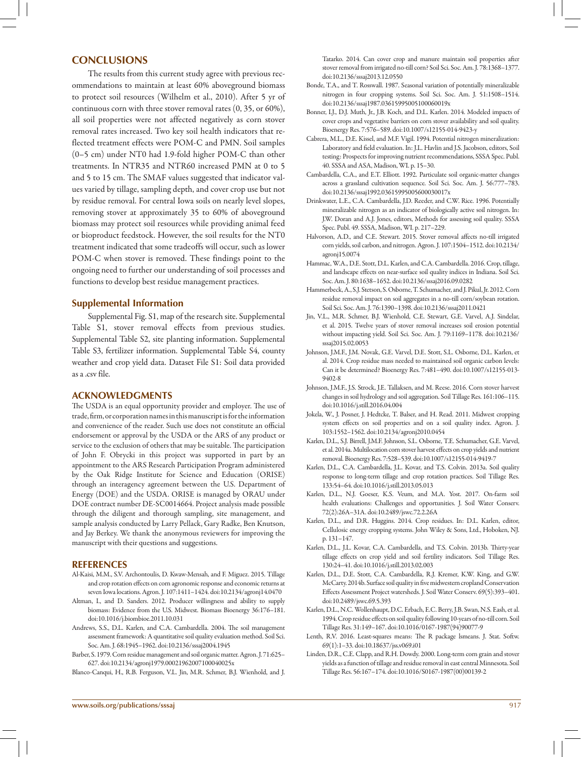## CONCLUSIONS

The results from this current study agree with previous recommendations to maintain at least 60% aboveground biomass to protect soil resources (Wilhelm et al., 2010). After 5 yr of continuous corn with three stover removal rates (0, 35, or 60%), all soil properties were not affected negatively as corn stover removal rates increased. Two key soil health indicators that reflected treatment effects were POM-C and PMN. Soil samples (0–5 cm) under NT0 had 1.9-fold higher POM-C than other treatments. In NTR35 and NTR60 increased PMN at 0 to 5 and 5 to 15 cm. The SMAF values suggested that indicator values varied by tillage, sampling depth, and cover crop use but not by residue removal. For central Iowa soils on nearly level slopes, removing stover at approximately 35 to 60% of aboveground biomass may protect soil resources while providing animal feed or bioproduct feedstock. However, the soil results for the NT0 treatment indicated that some tradeoffs will occur, such as lower POM-C when stover is removed. These findings point to the ongoing need to further our understanding of soil processes and functions to develop best residue management practices.

## Supplemental Information

Supplemental Fig. S1, map of the research site. Supplemental Table S1, stover removal effects from previous studies. Supplemental Table S2, site planting information. Supplemental Table S3, fertilizer information. Supplemental Table S4, county weather and crop yield data. Dataset File S1: Soil data provided as a .csv file.

## ACKNOWLEDGMENTS

The USDA is an equal opportunity provider and employer. The use of trade, firm, or corporation names in this manuscript is for the information and convenience of the reader. Such use does not constitute an official endorsement or approval by the USDA or the ARS of any product or service to the exclusion of others that may be suitable. The participation of John F. Obrycki in this project was supported in part by an appointment to the ARS Research Participation Program administered by the Oak Ridge Institute for Science and Education (ORISE) through an interagency agreement between the U.S. Department of Energy (DOE) and the USDA. ORISE is managed by ORAU under DOE contract number DE-SC0014664. Project analysis made possible through the diligent and thorough sampling, site management, and sample analysis conducted by Larry Pellack, Gary Radke, Ben Knutson, and Jay Berkey. We thank the anonymous reviewers for improving the manuscript with their questions and suggestions.

## REFERENCES

Al-Kaisi, M.M., S.V. Archontoulis, D. Kwaw-Mensah, and F. Miguez. 2015. Tillage and crop rotation effects on corn agronomic response and economic returns at seven Iowa locations. Agron. J. 107:1411–1424. doi:10.2134/agronj14.0470

Altman, I., and D. Sanders. 2012. Producer willingness and ability to supply biomass: Evidence from the U.S. Midwest. Biomass Bioenergy 36:176–181. doi:10.1016/j.biombioe.2011.10.031

Andrews, S.S., D.L. Karlen, and C.A. Cambardella. 2004. The soil management assessment framework: A quantitative soil quality evaluation method. Soil Sci. Soc. Am. J. 68:1945–1962. doi:10.2136/sssaj2004.1945

Barber, S. 1979. Corn residue management and soil organic matter. Agron. J. 71:625–627. doi:10.2134/agronj1979.00021962007100040025x

Blanco-Canqui, H., R.B. Ferguson, V.L. Jin, M.R. Schmer, B.J. Wienhold, and J. Tatarko. 2014. Can cover crop and manure maintain soil properties after stover removal from irrigated no-till corn? Soil Sci. Soc. Am. J. 78:1368–1377. doi:10.2136/sssaj2013.12.0550

Bonde, T.A., and T. Rosswall. 1987. Seasonal variation of potentially mineralizable nitrogen in four cropping systems. Soil Sci. Soc. Am. J. 51:1508–1514. doi:10.2136/sssaj1987.03615995005100060019x

Bonner, I.J., D.J. Muth, Jr., J.B. Koch, and D.L. Karlen. 2014. Modeled impacts of cover crops and vegetative barriers on corn stover availability and soil quality. Bioenergy Res. 7:576–589. doi:10.1007/s12155-014-9423-y

Cabrera, M.L., D.E. Kissel, and M.F. Vigil. 1994. Potential nitrogen mineralization: Laboratory and field evaluation. In: J.L. Havlin and J.S. Jacobson, editors, Soil testing: Prospects for improving nutrient recommendations, SSSA Spec. Publ. 40. SSSA and ASA, Madison, WI. p. 15–30.

Cambardella, C.A., and E.T. Elliott. 1992. Particulate soil organic-matter changes across a grassland cultivation sequence. Soil Sci. Soc. Am. J. 56:777–783. doi:10.2136/sssaj1992.03615995005600030017x

Drinkwater, L.E., C.A. Cambardella, J.D. Reeder, and C.W. Rice. 1996. Potentially mineralizable nitrogen as an indicator of biologically active soil nitrogen. In: J.W. Doran and A.J. Jones, editors, Methods for assessing soil quality. SSSA Spec. Publ. 49. SSSA, Madison, WI. p. 217–229.

Halvorson, A.D., and C.E. Stewart. 2015. Stover removal affects no-till irrigated corn yields, soil carbon, and nitrogen. Agron. J. 107:1504–1512. doi:10.2134/agronj15.0074

Hammac, W.A., D.E. Stott, D.L. Karlen, and C.A. Cambardella. 2016. Crop, tillage, and landscape effects on near-surface soil quality indices in Indiana. Soil Sci. Soc. Am. J. 80:1638–1652. doi:10.2136/sssaj2016.09.0282

Hammerbeck, A., S.J. Stetson, S. Osborne, T. Schumacher, and J. Pikul, Jr. 2012. Corn residue removal impact on soil aggregates in a no-till corn/soybean rotation. Soil Sci. Soc. Am. J. 76:1390–1398. doi:10.2136/sssaj2011.0421

Jin, V.L., M.R. Schmer, B.J. Wienhold, C.E. Stewart, G.E. Varvel, A.J. Sindelar, et al. 2015. Twelve years of stover removal increases soil erosion potential without impacting yield. Soil Sci. Soc. Am. J. 79:1169–1178. doi:10.2136/sssaj2015.02.0053

Johnson, J.M.F., J.M. Novak, G.E. Varvel, D.E. Stott, S.L. Osborne, D.L. Karlen, et al. 2014. Crop residue mass needed to maintained soil organic carbon levels: Can it be determined? Bioenergy Res. 7:481–490. doi:10.1007/s12155-013-9402-8

Johnson, J.M.F., J.S. Strock, J.E. Tallaksen, and M. Reese. 2016. Corn stover harvest changes in soil hydrology and soil aggregation. Soil Tillage Res. 161:106–115. doi:10.1016/j.still.2016.04.004

Jokela, W., J. Posner, J. Hedtcke, T. Balser, and H. Read. 2011. Midwest cropping system effects on soil properties and on a soil quality index. Agron. J. 103:1552–1562. doi:10.2134/agronj2010.0454

Karlen, D.L., S.J. Birrell, J.M.F. Johnson, S.L. Osborne, T.E. Schumacher, G.E. Varvel, et al. 2014a. Multilocation corn stover harvest effects on crop yields and nutrient removal. Bioenergy Res. 7:528–539. doi:10.1007/s12155-014-9419-7

Karlen, D.L., C.A. Cambardella, J.L. Kovar, and T.S. Colvin. 2013a. Soil quality response to long-term tillage and crop rotation practices. Soil Tillage Res. 133:54–64. doi:10.1016/j.still.2013.05.013

Karlen, D.L., N.J. Goeser, K.S. Veum, and M.A. Yost. 2017. On-farm soil health evaluations: Challenges and opportunities. J. Soil Water Conserv. 72(2):26A–31A. doi:10.2489/jswc.72.2.26A

Karlen, D.L., and D.R. Huggins. 2014. Crop residues. In: D.L. Karlen, editor, Cellulosic energy cropping systems. John Wiley & Sons, Ltd., Hoboken, NJ. p. 131–147.

Karlen, D.L., J.L. Kovar, C.A. Cambardella, and T.S. Colvin. 2013b. Thirty-year tillage effects on crop yield and soil fertility indicators. Soil Tillage Res. 130:24–41. doi:10.1016/j.still.2013.02.003

Karlen, D.L., D.E. Stott, C.A. Cambardella, R.J. Kremer, K.W. King, and G.W. McCarty. 2014b. Surface soil quality in five midwestern cropland Conservation Effects Assessment Project watersheds. J. Soil Water Conserv. 69(5):393–401. doi:10.2489/jswc.69.5.393

Karlen, D.L., N.C. Wollenhaupt, D.C. Erbach, E.C. Berry, J.B. Swan, N.S. Eash, et al. 1994. Crop residue effects on soil quality following 10-years of no-till corn. Soil Tillage Res. 31:149–167. doi:10.1016/0167-1987(94)90077-9

Lenth, R.V. 2016. Least-squares means: The R package lsmeans. J. Stat. Softw. 69(1):1–33. doi:10.18637/jss.v069.i01

Linden, D.R., C.E. Clapp, and R.H. Dowdy. 2000. Long-term corn grain and stover yields as a function of tillage and residue removal in east central Minnesota. Soil Tillage Res. 56:167–174. doi:10.1016/S0167-1987(00)00139-2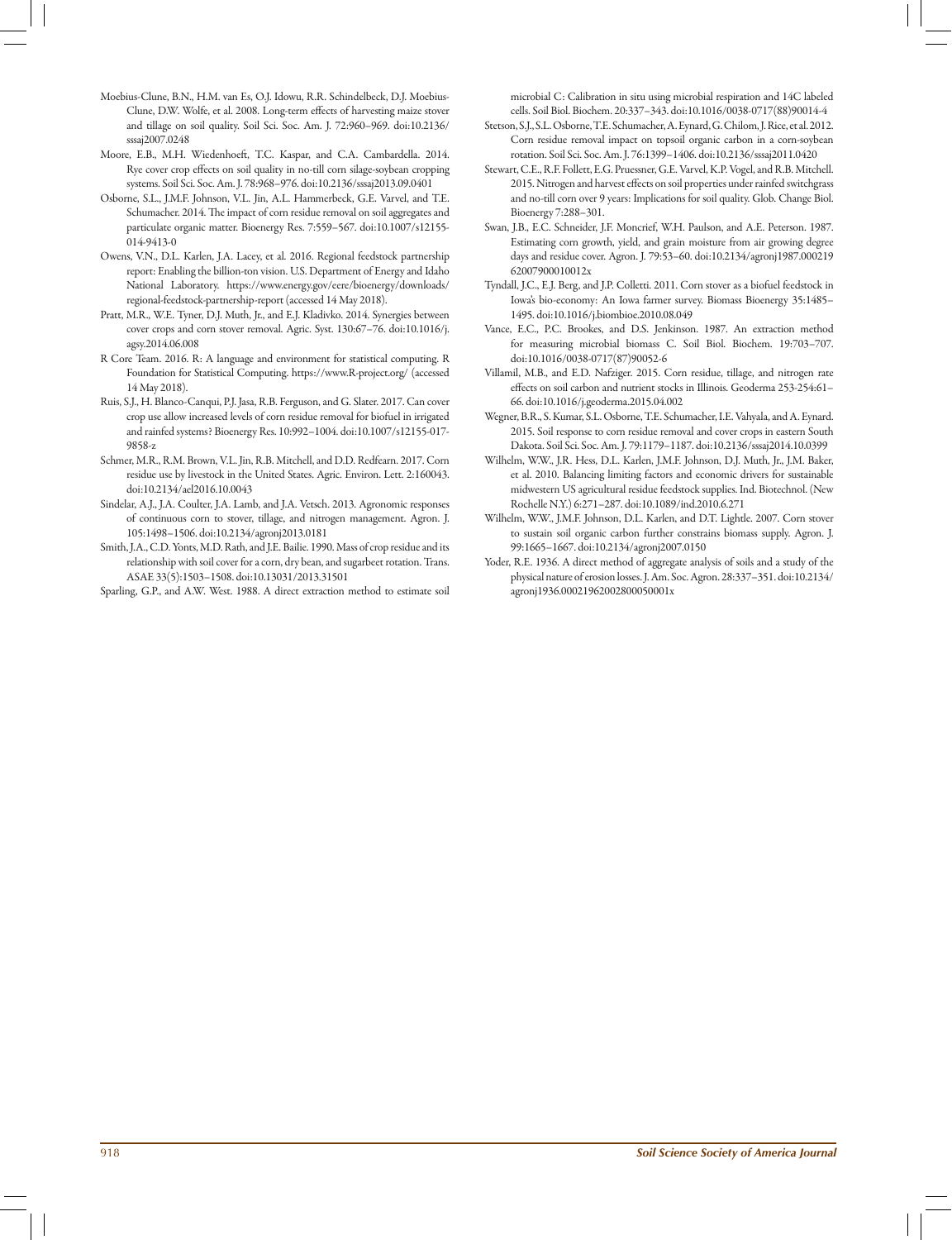Moebius-Clune, B.N., H.M. van Es, O.J. Idowu, R.R. Schindelbeck, D.J. Moebius-Clune, D.W. Wolfe, et al. 2008. Long-term effects of harvesting maize stover and tillage on soil quality. Soil Sci. Soc. Am. J. 72:960–969. doi:10.2136/sssaj2007.0248

Moore, E.B., M.H. Wiedenhoeft, T.C. Kaspar, and C.A. Cambardella. 2014. Rye cover crop effects on soil quality in no-till corn silage-soybean cropping systems. Soil Sci. Soc. Am. J. 78:968–976. doi:10.2136/sssaj2013.09.0401

Osborne, S.L., J.M.F. Johnson, V.L. Jin, A.L. Hammerbeck, G.E. Varvel, and T.E. Schumacher. 2014. The impact of corn residue removal on soil aggregates and particulate organic matter. Bioenergy Res. 7:559–567. doi:10.1007/s12155-014-9413-0

Owens, V.N., D.L. Karlen, J.A. Lacey, et al. 2016. Regional feedstock partnership report: Enabling the billion-ton vision. U.S. Department of Energy and Idaho National Laboratory. https://www.energy.gov/eere/bioenergy/downloads/regional-feedstock-partnership-report (accessed 14 May 2018).

Pratt, M.R., W.E. Tyner, D.J. Muth, Jr., and E.J. Kladivko. 2014. Synergies between cover crops and corn stover removal. Agric. Syst. 130:67–76. doi:10.1016/j.agsy.2014.06.008

R Core Team. 2016. R: A language and environment for statistical computing. R Foundation for Statistical Computing. https://www.R-project.org/ (accessed 14 May 2018).

Ruis, S.J., H. Blanco-Canqui, P.J. Jasa, R.B. Ferguson, and G. Slater. 2017. Can cover crop use allow increased levels of corn residue removal for biofuel in irrigated and rainfed systems? Bioenergy Res. 10:992–1004. doi:10.1007/s12155-017-9858-z

Schmer, M.R., R.M. Brown, V.L. Jin, R.B. Mitchell, and D.D. Redfearn. 2017. Corn residue use by livestock in the United States. Agric. Environ. Lett. 2:160043. doi:10.2134/ael2016.10.0043

Sindelar, A.J., J.A. Coulter, J.A. Lamb, and J.A. Vetsch. 2013. Agronomic responses of continuous corn to stover, tillage, and nitrogen management. Agron. J. 105:1498–1506. doi:10.2134/agronj2013.0181

Smith, J.A., C.D. Yonts, M.D. Rath, and J.E. Bailie. 1990. Mass of crop residue and its relationship with soil cover for a corn, dry bean, and sugarbeet rotation. Trans. ASAE 33(5):1503–1508. doi:10.13031/2013.31501

Sparling, G.P., and A.W. West. 1988. A direct extraction method to estimate soil microbial C: Calibration in situ using microbial respiration and 14C labeled cells. Soil Biol. Biochem. 20:337–343. doi:10.1016/0038-0717(88)90014-4

Stetson, S.J., S.L. Osborne, T.E. Schumacher, A. Eynard, G. Chilom, J. Rice, et al. 2012. Corn residue removal impact on topsoil organic carbon in a corn-soybean rotation. Soil Sci. Soc. Am. J. 76:1399–1406. doi:10.2136/sssaj2011.0420

Stewart, C.E., R.F. Follett, E.G. Pruessner, G.E. Varvel, K.P. Vogel, and R.B. Mitchell. 2015. Nitrogen and harvest effects on soil properties under rainfed switchgrass and no-till corn over 9 years: Implications for soil quality. Glob. Change Biol. Bioenergy 7:288–301.

Swan, J.B., E.C. Schneider, J.F. Moncrief, W.H. Paulson, and A.E. Peterson. 1987. Estimating corn growth, yield, and grain moisture from air growing degree days and residue cover. Agron. J. 79:53–60. doi:10.2134/agronj1987.00021962007900010012x

Tyndall, J.C., E.J. Berg, and J.P. Colletti. 2011. Corn stover as a biofuel feedstock in Iowa's bio-economy: An Iowa farmer survey. Biomass Bioenergy 35:1485–1495. doi:10.1016/j.biombioe.2010.08.049

Vance, E.C., P.C. Brookes, and D.S. Jenkinson. 1987. An extraction method for measuring microbial biomass C. Soil Biol. Biochem. 19:703–707. doi:10.1016/0038-0717(87)90052-6

Villamil, M.B., and E.D. Nafziger. 2015. Corn residue, tillage, and nitrogen rate effects on soil carbon and nutrient stocks in Illinois. Geoderma 253-254:61–66. doi:10.1016/j.geoderma.2015.04.002

Wegner, B.R., S. Kumar, S.L. Osborne, T.E. Schumacher, I.E. Vahyala, and A. Eynard. 2015. Soil response to corn residue removal and cover crops in eastern South Dakota. Soil Sci. Soc. Am. J. 79:1179–1187. doi:10.2136/sssaj2014.10.0399

Wilhelm, W.W., J.R. Hess, D.L. Karlen, J.M.F. Johnson, D.J. Muth, Jr., J.M. Baker, et al. 2010. Balancing limiting factors and economic drivers for sustainable midwestern US agricultural residue feedstock supplies. Ind. Biotechnol. (New Rochelle N.Y.) 6:271–287. doi:10.1089/ind.2010.6.271

Wilhelm, W.W., J.M.F. Johnson, D.L. Karlen, and D.T. Lightle. 2007. Corn stover to sustain soil organic carbon further constrains biomass supply. Agron. J. 99:1665–1667. doi:10.2134/agronj2007.0150

Yoder, R.E. 1936. A direct method of aggregate analysis of soils and a study of the physical nature of erosion losses. J. Am. Soc. Agron. 28:337–351. doi:10.2134/agronj1936.00021962002800050001x